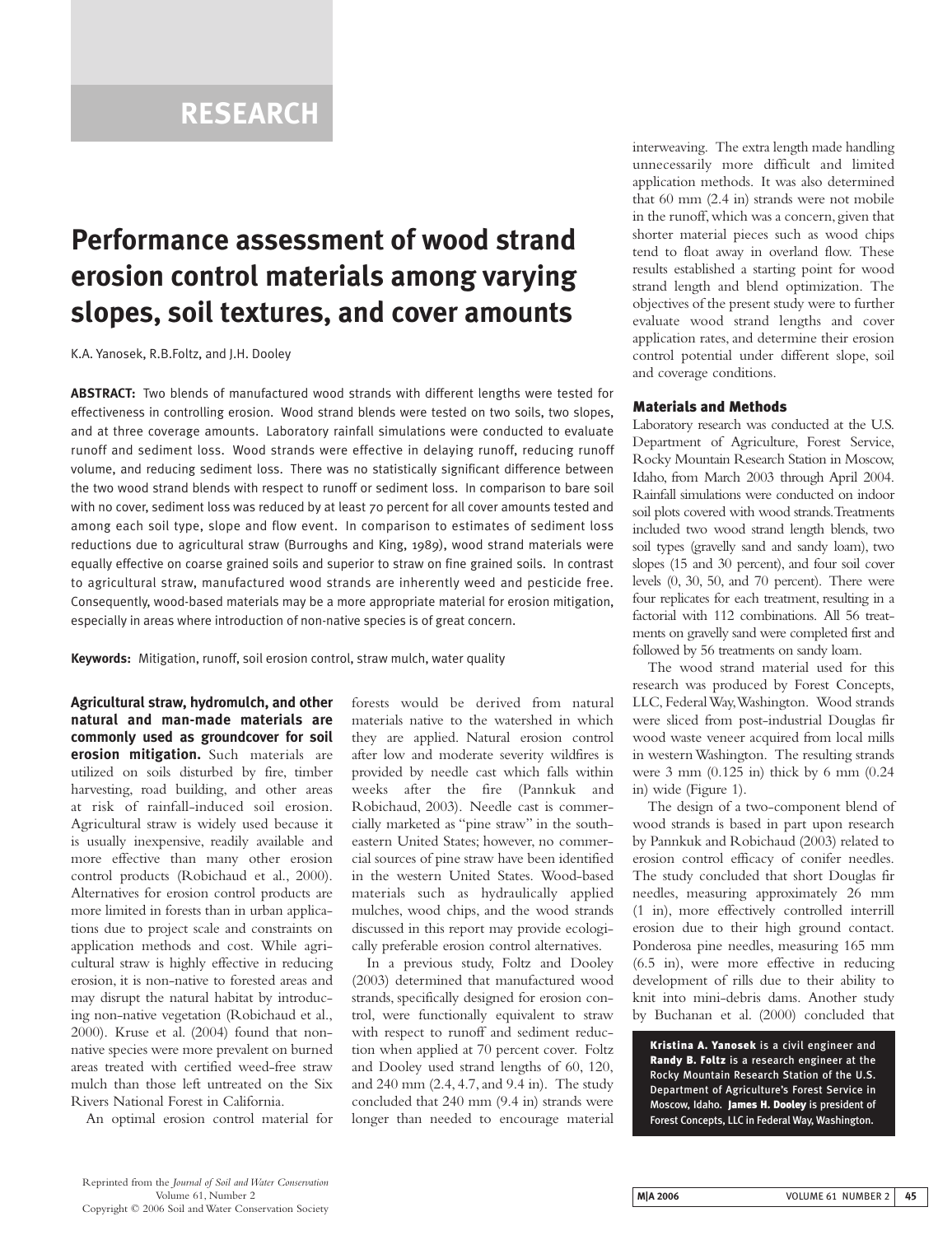RESEARCH

# Performance assessment of wood strand erosion control materials among varying slopes, soil textures, and cover amounts

K.A. Yanosek, R.B.Foltz, and J.H. Dooley

**ABSTRACT:** Two blends of manufactured wood strands with different lengths were tested for effectiveness in controlling erosion. Wood strand blends were tested on two soils, two slopes, and at three coverage amounts. Laboratory rainfall simulations were conducted to evaluate runoff and sediment loss. Wood strands were effective in delaying runoff, reducing runoff volume, and reducing sediment loss. There was no statistically significant difference between the two wood strand blends with respect to runoff or sediment loss. In comparison to bare soil with no cover, sediment loss was reduced by at least 70 percent for all cover amounts tested and among each soil type, slope and flow event. In comparison to estimates of sediment loss reductions due to agricultural straw (Burroughs and King, 1989), wood strand materials were equally effective on coarse grained soils and superior to straw on fine grained soils. In contrast to agricultural straw, manufactured wood strands are inherently weed and pesticide free. Consequently, wood-based materials may be a more appropriate material for erosion mitigation, especially in areas where introduction of non-native species is of great concern.

**Keywords:** Mitigation, runoff, soil erosion control, straw mulch, water quality

**Agricultural straw, hydromulch, and other natural and man-made materials are commonly used as groundcover for soil erosion mitigation.** Such materials are utilized on soils disturbed by fire, timber harvesting, road building, and other areas at risk of rainfall-induced soil erosion. Agricultural straw is widely used because it is usually inexpensive, readily available and more effective than many other erosion control products (Robichaud et al., 2000). Alternatives for erosion control products are more limited in forests than in urban applications due to project scale and constraints on application methods and cost. While agricultural straw is highly effective in reducing erosion, it is non-native to forested areas and may disrupt the natural habitat by introducing non-native vegetation (Robichaud et al., 2000). Kruse et al. (2004) found that non-native species were more prevalent on burned areas treated with certified weed-free straw mulch than those left untreated on the Six Rivers National Forest in California.

An optimal erosion control material for forests would be derived from natural materials native to the watershed in which they are applied. Natural erosion control after low and moderate severity wildfires is provided by needle cast which falls within weeks after the fire (Pannkuk and Robichaud, 2003). Needle cast is commercially marketed as "pine straw" in the southeastern United States; however, no commercial sources of pine straw have been identified in the western United States. Wood-based materials such as hydraulically applied mulches, wood chips, and the wood strands discussed in this report may provide ecologically preferable erosion control alternatives.

In a previous study, Foltz and Dooley (2003) determined that manufactured wood strands, specifically designed for erosion control, were functionally equivalent to straw with respect to runoff and sediment reduction when applied at 70 percent cover. Foltz and Dooley used strand lengths of 60, 120, and 240 mm (2.4, 4.7, and 9.4 in). The study concluded that 240 mm (9.4 in) strands were longer than needed to encourage material interweaving. The extra length made handling unnecessarily more difficult and limited application methods. It was also determined that 60 mm (2.4 in) strands were not mobile in the runoff, which was a concern, given that shorter material pieces such as wood chips tend to float away in overland flow. These results established a starting point for wood strand length and blend optimization. The objectives of the present study were to further evaluate wood strand lengths and cover application rates, and determine their erosion control potential under different slope, soil and coverage conditions.

## Materials and Methods

Laboratory research was conducted at the U.S. Department of Agriculture, Forest Service, Rocky Mountain Research Station in Moscow, Idaho, from March 2003 through April 2004. Rainfall simulations were conducted on indoor soil plots covered with wood strands. Treatments included two wood strand length blends, two soil types (gravelly sand and sandy loam), two slopes (15 and 30 percent), and four soil cover levels (0, 30, 50, and 70 percent). There were four replicates for each treatment, resulting in a factorial with 112 combinations. All 56 treatments on gravelly sand were completed first and followed by 56 treatments on sandy loam.

The wood strand material used for this research was produced by Forest Concepts, LLC, Federal Way, Washington. Wood strands were sliced from post-industrial Douglas fir wood waste veneer acquired from local mills in western Washington. The resulting strands were 3 mm (0.125 in) thick by 6 mm (0.24 in) wide (Figure 1).

The design of a two-component blend of wood strands is based in part upon research by Pannkuk and Robichaud (2003) related to erosion control efficacy of conifer needles. The study concluded that short Douglas fir needles, measuring approximately 26 mm (1 in), more effectively controlled interrill erosion due to their high ground contact. Ponderosa pine needles, measuring 165 mm (6.5 in), were more effective in reducing development of rills due to their ability to knit into mini-debris dams. Another study by Buchanan et al. (2000) concluded that

**Kristina A. Yanosek** is a civil engineer and **Randy B. Foltz** is a research engineer at the Rocky Mountain Research Station of the U.S. Department of Agriculture's Forest Service in Moscow, Idaho. **James H. Dooley** is president of Forest Concepts, LLC in Federal Way, Washington.

Reprinted from the *Journal of Soil and Water Conservation*
Volume 61, Number 2
Copyright © 2006 Soil and Water Conservation Society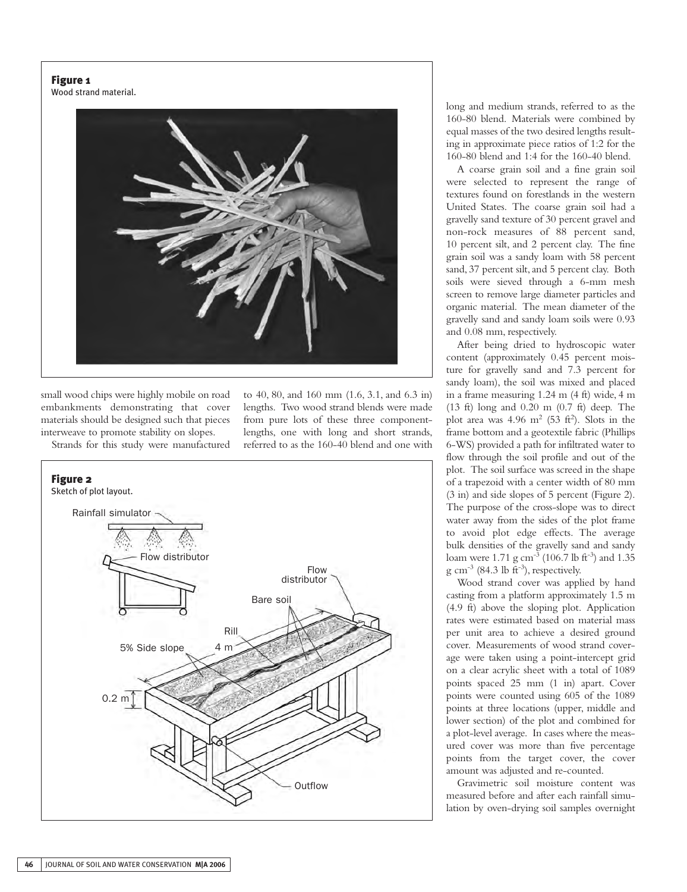**Figure 1**
Wood strand material.

small wood chips were highly mobile on road embankments demonstrating that cover materials should be designed such that pieces interweave to promote stability on slopes.

Strands for this study were manufactured to 40, 80, and 160 mm (1.6, 3.1, and 6.3 in) lengths. Two wood strand blends were made from pure lots of these three component-lengths, one with long and short strands, referred to as the 160-40 blend and one with long and medium strands, referred to as the 160-80 blend. Materials were combined by equal masses of the two desired lengths resulting in approximate piece ratios of 1:2 for the 160-80 blend and 1:4 for the 160-40 blend.

**Figure 2**
Sketch of plot layout.

A coarse grain soil and a fine grain soil were selected to represent the range of textures found on forestlands in the western United States. The coarse grain soil had a gravelly sand texture of 30 percent gravel and non-rock measures of 88 percent sand, 10 percent silt, and 2 percent clay. The fine grain soil was a sandy loam with 58 percent sand, 37 percent silt, and 5 percent clay. Both soils were sieved through a 6-mm mesh screen to remove large diameter particles and organic material. The mean diameter of the gravelly sand and sandy loam soils were 0.93 and 0.08 mm, respectively.

After being dried to hydroscopic water content (approximately 0.45 percent moisture for gravelly sand and 7.3 percent for sandy loam), the soil was mixed and placed in a frame measuring 1.24 m (4 ft) wide, 4 m (13 ft) long and 0.20 m (0.7 ft) deep. The plot area was 4.96 m$^2$ (53 ft$^2$). Slots in the frame bottom and a geotextile fabric (Phillips 6-WS) provided a path for infiltrated water to flow through the soil profile and out of the plot. The soil surface was screed in the shape of a trapezoid with a center width of 80 mm (3 in) and side slopes of 5 percent (Figure 2). The purpose of the cross-slope was to direct water away from the sides of the plot frame to avoid plot edge effects. The average bulk densities of the gravelly sand and sandy loam were 1.71 g cm$^{-3}$ (106.7 lb ft$^{-3}$) and 1.35 g cm$^{-3}$ (84.3 lb ft$^{-3}$), respectively.

Wood strand cover was applied by hand casting from a platform approximately 1.5 m (4.9 ft) above the sloping plot. Application rates were estimated based on material mass per unit area to achieve a desired ground cover. Measurements of wood strand coverage were taken using a point-intercept grid on a clear acrylic sheet with a total of 1089 points spaced 25 mm (1 in) apart. Cover points were counted using 605 of the 1089 points at three locations (upper, middle and lower section) of the plot and combined for a plot-level average. In cases where the measured cover was more than five percentage points from the target cover, the cover amount was adjusted and re-counted.

Gravimetric soil moisture content was measured before and after each rainfall simulation by oven-drying soil samples overnight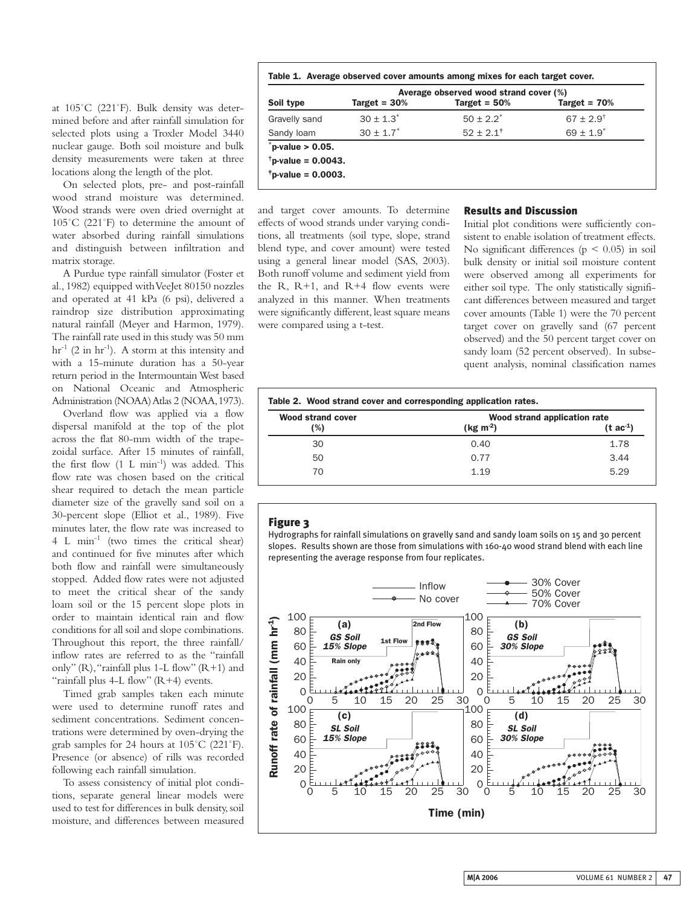at 105°C (221°F). Bulk density was determined before and after rainfall simulation for selected plots using a Troxler Model 3440 nuclear gauge. Both soil moisture and bulk density measurements were taken at three locations along the length of the plot.

On selected plots, pre- and post-rainfall wood strand moisture was determined. Wood strands were oven dried overnight at 105°C (221°F) to determine the amount of water absorbed during rainfall simulations and distinguish between infiltration and matrix storage.

A Purdue type rainfall simulator (Foster et al., 1982) equipped with VeeJet 80150 nozzles and operated at 41 kPa (6 psi), delivered a raindrop size distribution approximating natural rainfall (Meyer and Harmon, 1979). The rainfall rate used in this study was 50 mm $hr^{-1}$ (2 in $hr^{-1}$). A storm at this intensity and with a 15-minute duration has a 50-year return period in the Intermountain West based on National Oceanic and Atmospheric Administration (NOAA) Atlas 2 (NOAA, 1973).

Overland flow was applied via a flow dispersal manifold at the top of the plot across the flat 80-mm width of the trapezoidal surface. After 15 minutes of rainfall, the first flow (1 L $min^{-1}$) was added. This flow rate was chosen based on the critical shear required to detach the mean particle diameter size of the gravelly sand soil on a 30-percent slope (Elliot et al., 1989). Five minutes later, the flow rate was increased to 4 L $min^{-1}$ (two times the critical shear) and continued for five minutes after which both flow and rainfall were simultaneously stopped. Added flow rates were not adjusted to meet the critical shear of the sandy loam soil or the 15 percent slope plots in order to maintain identical rain and flow conditions for all soil and slope combinations. Throughout this report, the three rainfall/inflow rates are referred to as the "rainfall only" (R), "rainfall plus 1-L flow" (R+1) and "rainfall plus 4-L flow" (R+4) events.

Timed grab samples taken each minute were used to determine runoff rates and sediment concentrations. Sediment concentrations were determined by oven-drying the grab samples for 24 hours at 105°C (221°F). Presence (or absence) of rills was recorded following each rainfall simulation.

To assess consistency of initial plot conditions, separate general linear models were used to test for differences in bulk density, soil moisture, and differences between measured and target cover amounts. To determine effects of wood strands under varying conditions, all treatments (soil type, slope, strand blend type, and cover amount) were tested using a general linear model (SAS, 2003). Both runoff volume and sediment yield from the R, R+1, and R+4 flow events were analyzed in this manner. When treatments were significantly different, least square means were compared using a t-test.

**Table 1. Average observed cover amounts among mixes for each target cover.**

| Soil type | Average observed wood strand cover (%) | | |
|---|---|---|---|
| | Target = 30% | Target = 50% | Target = 70% |
| Gravelly sand | 30 ± 1.3* | 50 ± 2.2* | 67 ± 2.9‡ |
| Sandy loam | 30 ± 1.7* | 52 ± 2.1† | 69 ± 1.9* |

*p-value > 0.05.
†p-value = 0.0043.
‡p-value = 0.0003.

## Results and Discussion

Initial plot conditions were sufficiently consistent to enable isolation of treatment effects. No significant differences ($p < 0.05$) in soil bulk density or initial soil moisture content were observed among all experiments for either soil type. The only statistically significant differences between measured and target cover amounts (Table 1) were the 70 percent target cover on gravelly sand (67 percent observed) and the 50 percent target cover on sandy loam (52 percent observed). In subsequent analysis, nominal classification names

**Table 2. Wood strand cover and corresponding application rates.**

| Wood strand cover (%) | Wood strand application rate ($kg\ m^{-2}$) | ($t\ ac^{-1}$) |
|---|---|---|
| 30 | 0.40 | 1.78 |
| 50 | 0.77 | 3.44 |
| 70 | 1.19 | 5.29 |

**Figure 3**

Hydrographs for rainfall simulations on gravelly sand and sandy loam soils on 15 and 30 percent slopes. Results shown are those from simulations with 160-40 wood strand blend with each line representing the average response from four replicates.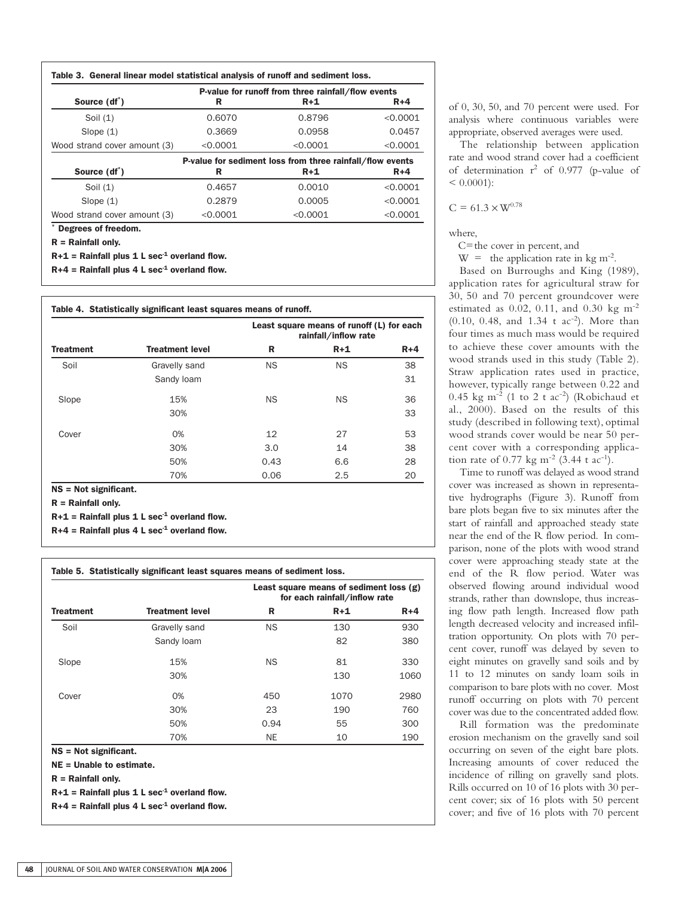**Table 3. General linear model statistical analysis of runoff and sediment loss.**

| Source (df*) | R | R+1 | R+4 |
|---|---|---|---|
| | P-value for runoff from three rainfall/flow events | | |
| Soil (1) | 0.6070 | 0.8796 | <0.0001 |
| Slope (1) | 0.3669 | 0.0958 | 0.0457 |
| Wood strand cover amount (3) | <0.0001 | <0.0001 | <0.0001 |
| | P-value for sediment loss from three rainfall/flow events | | |
| Soil (1) | 0.4657 | 0.0010 | <0.0001 |
| Slope (1) | 0.2879 | 0.0005 | <0.0001 |
| Wood strand cover amount (3) | <0.0001 | <0.0001 | <0.0001 |

* Degrees of freedom.

R = Rainfall only.

R+1 = Rainfall plus 1 L $sec^{-1}$ overland flow.

R+4 = Rainfall plus 4 L $sec^{-1}$ overland flow.

**Table 4. Statistically significant least squares means of runoff.**

| Treatment | Treatment level | Least square means of runoff (L) for each rainfall/inflow rate | | |
|---|---|---|---|---|
| | | R | R+1 | R+4 |
| Soil | Gravelly sand | NS | NS | 38 |
| | Sandy loam | | | 31 |
| Slope | 15% | NS | NS | 36 |
| | 30% | | | 33 |
| Cover | 0% | 12 | 27 | 53 |
| | 30% | 3.0 | 14 | 38 |
| | 50% | 0.43 | 6.6 | 28 |
| | 70% | 0.06 | 2.5 | 20 |

NS = Not significant.

R = Rainfall only.

R+1 = Rainfall plus 1 L $sec^{-1}$ overland flow.

R+4 = Rainfall plus 4 L $sec^{-1}$ overland flow.

**Table 5. Statistically significant least squares means of sediment loss.**

| Treatment | Treatment level | Least square means of sediment loss (g) for each rainfall/inflow rate | | |
|---|---|---|---|---|
| | | R | R+1 | R+4 |
| Soil | Gravelly sand | NS | 130 | 930 |
| | Sandy loam | | 82 | 380 |
| Slope | 15% | NS | 81 | 330 |
| | 30% | | 130 | 1060 |
| Cover | 0% | 450 | 1070 | 2980 |
| | 30% | 23 | 190 | 760 |
| | 50% | 0.94 | 55 | 300 |
| | 70% | NE | 10 | 190 |

NS = Not significant.

NE = Unable to estimate.

R = Rainfall only.

R+1 = Rainfall plus 1 L $sec^{-1}$ overland flow.

R+4 = Rainfall plus 4 L $sec^{-1}$ overland flow.

of 0, 30, 50, and 70 percent were used. For analysis where continuous variables were appropriate, observed averages were used.

The relationship between application rate and wood strand cover had a coefficient of determination $r^2$ of 0.977 (p-value of $< 0.0001$):

$$C = 61.3 \times W^{0.78}$$

where,

C = the cover in percent, and

W = the application rate in kg $m^{-2}$.

Based on Burroughs and King (1989), application rates for agricultural straw for 30, 50 and 70 percent groundcover were estimated as 0.02, 0.11, and 0.30 kg $m^{-2}$ (0.10, 0.48, and 1.34 t $ac^{-2}$). More than four times as much mass would be required to achieve these cover amounts with the wood strands used in this study (Table 2). Straw application rates used in practice, however, typically range between 0.22 and 0.45 kg $m^{-2}$ (1 to 2 t $ac^{-2}$) (Robichaud et al., 2000). Based on the results of this study (described in following text), optimal wood strands cover would be near 50 percent cover with a corresponding application rate of 0.77 kg $m^{-2}$ (3.44 t $ac^{-1}$).

Time to runoff was delayed as wood strand cover was increased as shown in representative hydrographs (Figure 3). Runoff from bare plots began five to six minutes after the start of rainfall and approached steady state near the end of the R flow period. In comparison, none of the plots with wood strand cover were approaching steady state at the end of the R flow period. Water was observed flowing around individual wood strands, rather than downslope, thus increasing flow path length. Increased flow path length decreased velocity and increased infiltration opportunity. On plots with 70 percent cover, runoff was delayed by seven to eight minutes on gravelly sand soils and by 11 to 12 minutes on sandy loam soils in comparison to bare plots with no cover. Most runoff occurring on plots with 70 percent cover was due to the concentrated added flow.

Rill formation was the predominate erosion mechanism on the gravelly sand soil occurring on seven of the eight bare plots. Increasing amounts of cover reduced the incidence of rilling on gravelly sand plots. Rills occurred on 10 of 16 plots with 30 percent cover; six of 16 plots with 50 percent cover; and five of 16 plots with 70 percent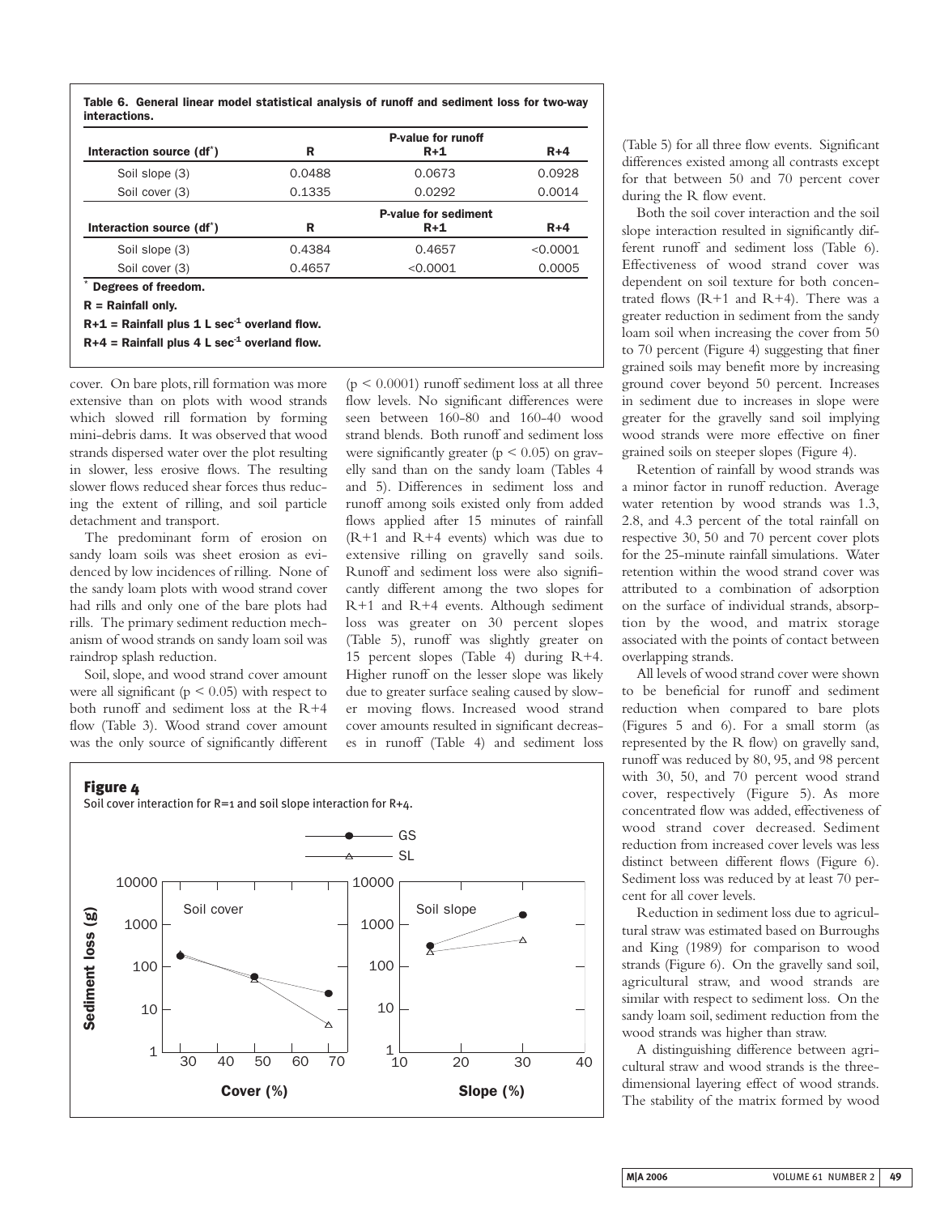**Table 6. General linear model statistical analysis of runoff and sediment loss for two-way interactions.**

| Interaction source (df*) | P-value for runoff R | R+1 | R+4 |
|---|---|---|---|
| Soil slope (3) | 0.0488 | 0.0673 | 0.0928 |
| Soil cover (3) | 0.1335 | 0.0292 | 0.0014 |
| **Interaction source (df*)** | **P-value for sediment R** | **R+1** | **R+4** |
| Soil slope (3) | 0.4384 | 0.4657 | <0.0001 |
| Soil cover (3) | 0.4657 | <0.0001 | 0.0005 |

\* Degrees of freedom.

R = Rainfall only.

R+1 = Rainfall plus 1 L sec$^{-1}$ overland flow.

R+4 = Rainfall plus 4 L sec$^{-1}$ overland flow.

cover. On bare plots, rill formation was more extensive than on plots with wood strands which slowed rill formation by forming mini-debris dams. It was observed that wood strands dispersed water over the plot resulting in slower, less erosive flows. The resulting slower flows reduced shear forces thus reducing the extent of rilling, and soil particle detachment and transport.

The predominant form of erosion on sandy loam soils was sheet erosion as evidenced by low incidences of rilling. None of the sandy loam plots with wood strand cover had rills and only one of the bare plots had rills. The primary sediment reduction mechanism of wood strands on sandy loam soil was raindrop splash reduction.

Soil, slope, and wood strand cover amount were all significant ($p < 0.05$) with respect to both runoff and sediment loss at the R+4 flow (Table 3). Wood strand cover amount was the only source of significantly different ($p < 0.0001$) runoff sediment loss at all three flow levels. No significant differences were seen between 160-80 and 160-40 wood strand blends. Both runoff and sediment loss were significantly greater ($p < 0.05$) on gravelly sand than on the sandy loam (Tables 4 and 5). Differences in sediment loss and runoff among soils existed only from added flows applied after 15 minutes of rainfall (R+1 and R+4 events) which was due to extensive rilling on gravelly sand soils. Runoff and sediment loss were also significantly different among the two slopes for R+1 and R+4 events. Although sediment loss was greater on 30 percent slopes (Table 5), runoff was slightly greater on 15 percent slopes (Table 4) during R+4. Higher runoff on the lesser slope was likely due to greater surface sealing caused by slower moving flows. Increased wood strand cover amounts resulted in significant decreases in runoff (Table 4) and sediment loss (Table 5) for all three flow events. Significant differences existed among all contrasts except for that between 50 and 70 percent cover during the R flow event.

Both the soil cover interaction and the soil slope interaction resulted in significantly different runoff and sediment loss (Table 6). Effectiveness of wood strand cover was dependent on soil texture for both concentrated flows (R+1 and R+4). There was a greater reduction in sediment from the sandy loam soil when increasing the cover from 50 to 70 percent (Figure 4) suggesting that finer grained soils may benefit more by increasing ground cover beyond 50 percent. Increases in sediment due to increases in slope were greater for the gravelly sand soil implying wood strands were more effective on finer grained soils on steeper slopes (Figure 4).

Retention of rainfall by wood strands was a minor factor in runoff reduction. Average water retention by wood strands was 1.3, 2.8, and 4.3 percent of the total rainfall on respective 30, 50 and 70 percent cover plots for the 25-minute rainfall simulations. Water retention within the wood strand cover was attributed to a combination of adsorption on the surface of individual strands, absorption by the wood, and matrix storage associated with the points of contact between overlapping strands.

All levels of wood strand cover were shown to be beneficial for runoff and sediment reduction when compared to bare plots (Figures 5 and 6). For a small storm (as represented by the R flow) on gravelly sand, runoff was reduced by 80, 95, and 98 percent with 30, 50, and 70 percent wood strand cover, respectively (Figure 5). As more concentrated flow was added, effectiveness of wood strand cover decreased. Sediment reduction from increased cover levels was less distinct between different flows (Figure 6). Sediment loss was reduced by at least 70 percent for all cover levels.

Reduction in sediment loss due to agricultural straw was estimated based on Burroughs and King (1989) for comparison to wood strands (Figure 6). On the gravelly sand soil, agricultural straw, and wood strands are similar with respect to sediment loss. On the sandy loam soil, sediment reduction from the wood strands was higher than straw.

A distinguishing difference between agricultural straw and wood strands is the three-dimensional layering effect of wood strands. The stability of the matrix formed by wood

**Figure 4**
Soil cover interaction for R=1 and soil slope interaction for R+4.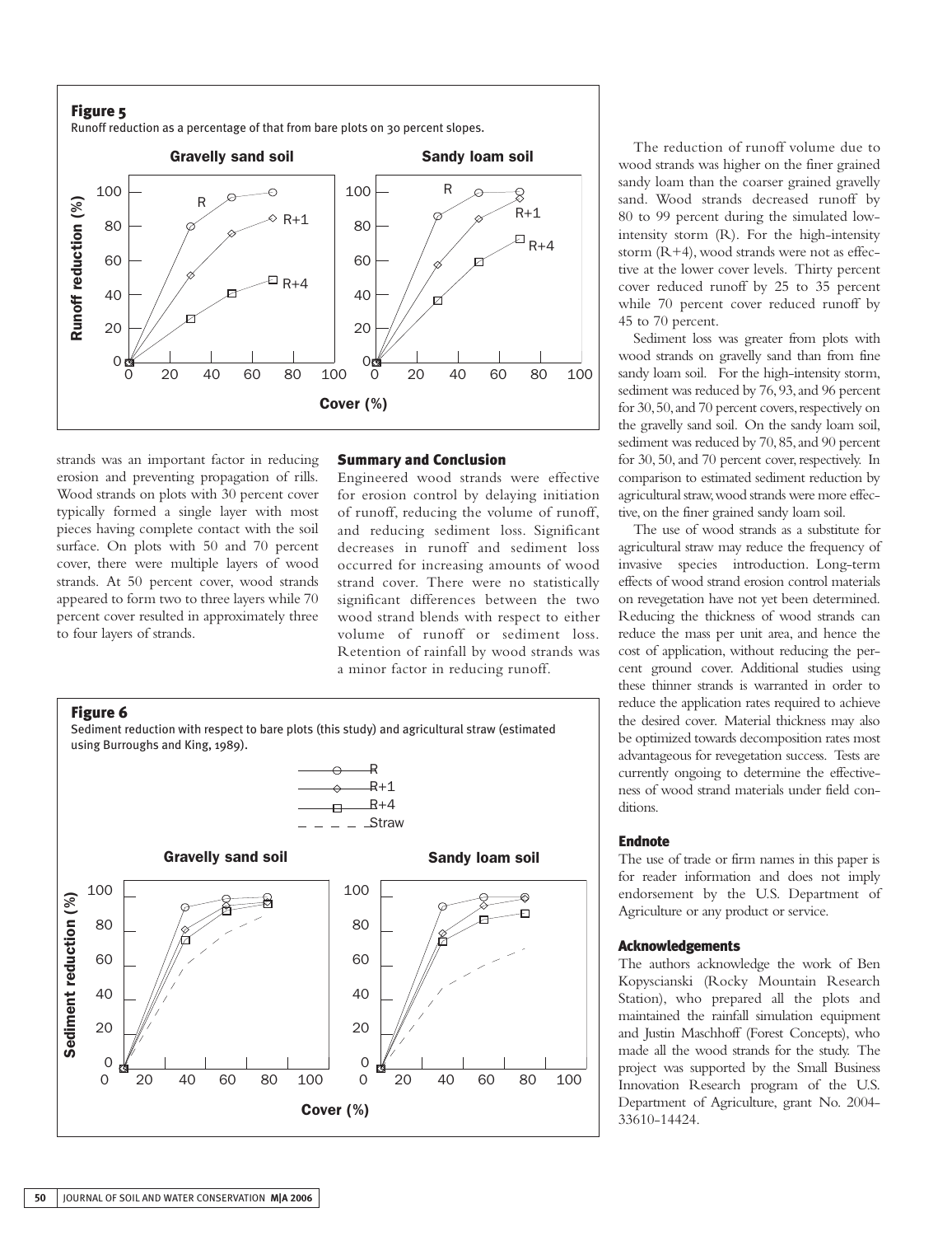**Figure 5**

Runoff reduction as a percentage of that from bare plots on 30 percent slopes.

**Figure 6**

Sediment reduction with respect to bare plots (this study) and agricultural straw (estimated using Burroughs and King, 1989).

strands was an important factor in reducing erosion and preventing propagation of rills. Wood strands on plots with 30 percent cover typically formed a single layer with most pieces having complete contact with the soil surface. On plots with 50 and 70 percent cover, there were multiple layers of wood strands. At 50 percent cover, wood strands appeared to form two to three layers while 70 percent cover resulted in approximately three to four layers of strands.

## Summary and Conclusion

Engineered wood strands were effective for erosion control by delaying initiation of runoff, reducing the volume of runoff, and reducing sediment loss. Significant decreases in runoff and sediment loss occurred for increasing amounts of wood strand cover. There were no statistically significant differences between the two wood strand blends with respect to either volume of runoff or sediment loss. Retention of rainfall by wood strands was a minor factor in reducing runoff.

The reduction of runoff volume due to wood strands was higher on the finer grained sandy loam than the coarser grained gravelly sand. Wood strands decreased runoff by 80 to 99 percent during the simulated low-intensity storm (R). For the high-intensity storm (R+4), wood strands were not as effective at the lower cover levels. Thirty percent cover reduced runoff by 25 to 35 percent while 70 percent cover reduced runoff by 45 to 70 percent.

Sediment loss was greater from plots with wood strands on gravelly sand than from fine sandy loam soil. For the high-intensity storm, sediment was reduced by 76, 93, and 96 percent for 30, 50, and 70 percent covers, respectively on the gravelly sand soil. On the sandy loam soil, sediment was reduced by 70, 85, and 90 percent for 30, 50, and 70 percent cover, respectively. In comparison to estimated sediment reduction by agricultural straw, wood strands were more effective, on the finer grained sandy loam soil.

The use of wood strands as a substitute for agricultural straw may reduce the frequency of invasive species introduction. Long-term effects of wood strand erosion control materials on revegetation have not yet been determined. Reducing the thickness of wood strands can reduce the mass per unit area, and hence the cost of application, without reducing the percent ground cover. Additional studies using these thinner strands is warranted in order to reduce the application rates required to achieve the desired cover. Material thickness may also be optimized towards decomposition rates most advantageous for revegetation success. Tests are currently ongoing to determine the effectiveness of wood strand materials under field conditions.

## Endnote

The use of trade or firm names in this paper is for reader information and does not imply endorsement by the U.S. Department of Agriculture or any product or service.

## Acknowledgements

The authors acknowledge the work of Ben Kopyscianski (Rocky Mountain Research Station), who prepared all the plots and maintained the rainfall simulation equipment and Justin Maschhoff (Forest Concepts), who made all the wood strands for the study. The project was supported by the Small Business Innovation Research program of the U.S. Department of Agriculture, grant No. 2004-33610-14424.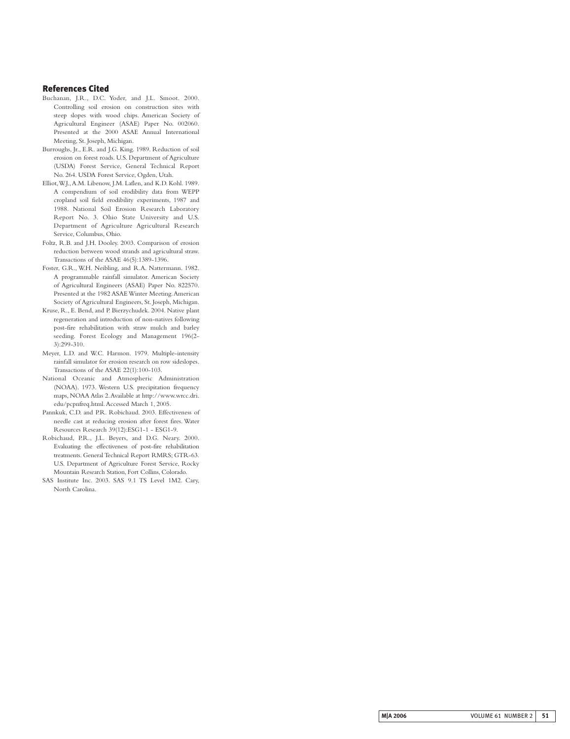## References Cited

Buchanan, J.R., D.C. Yoder, and J.L. Smoot. 2000. Controlling soil erosion on construction sites with steep slopes with wood chips. American Society of Agricultural Engineer (ASAE) Paper No. 002060. Presented at the 2000 ASAE Annual International Meeting, St. Joseph, Michigan.

Burroughs, Jr., E.R. and J.G. King. 1989. Reduction of soil erosion on forest roads. U.S. Department of Agriculture (USDA) Forest Service, General Technical Report No. 264. USDA Forest Service, Ogden, Utah.

Elliot, W.J., A.M. Libenow, J.M. Laflen, and K.D. Kohl. 1989. A compendium of soil erodibility data from WEPP cropland soil field erodibility experiments, 1987 and 1988. National Soil Erosion Research Laboratory Report No. 3. Ohio State University and U.S. Department of Agriculture Agricultural Research Service, Columbus, Ohio.

Foltz, R.B. and J.H. Dooley. 2003. Comparison of erosion reduction between wood strands and agricultural straw. Transactions of the ASAE 46(5):1389-1396.

Foster, G.R., W.H. Neibling, and R.A. Nattermann. 1982. A programmable rainfall simulator. American Society of Agricultural Engineers (ASAE) Paper No. 822570. Presented at the 1982 ASAE Winter Meeting. American Society of Agricultural Engineers, St. Joseph, Michigan.

Kruse, R., E. Bend, and P. Bierzychudek. 2004. Native plant regeneration and introduction of non-natives following post-fire rehabilitation with straw mulch and barley seeding. Forest Ecology and Management 196(2-3):299-310.

Meyer, L.D. and W.C. Harmon. 1979. Multiple-intensity rainfall simulator for erosion research on row sideslopes. Transactions of the ASAE 22(1):100-103.

National Oceanic and Atmospheric Administration (NOAA). 1973. Western U.S. precipitation frequency maps, NOAA Atlas 2. Available at http://www.wrcc.dri.edu/pcpnfreq.html. Accessed March 1, 2005.

Pannkuk, C.D. and P.R. Robichaud. 2003. Effectiveness of needle cast at reducing erosion after forest fires. Water Resources Research 39(12):ESG1-1 - ESG1-9.

Robichaud, P.R., J.L. Beyers, and D.G. Neary. 2000. Evaluating the effectiveness of post-fire rehabilitation treatments. General Technical Report RMRS; GTR-63. U.S. Department of Agriculture Forest Service, Rocky Mountain Research Station, Fort Collins, Colorado.

SAS Institute Inc. 2003. SAS 9.1 TS Level 1M2. Cary, North Carolina.